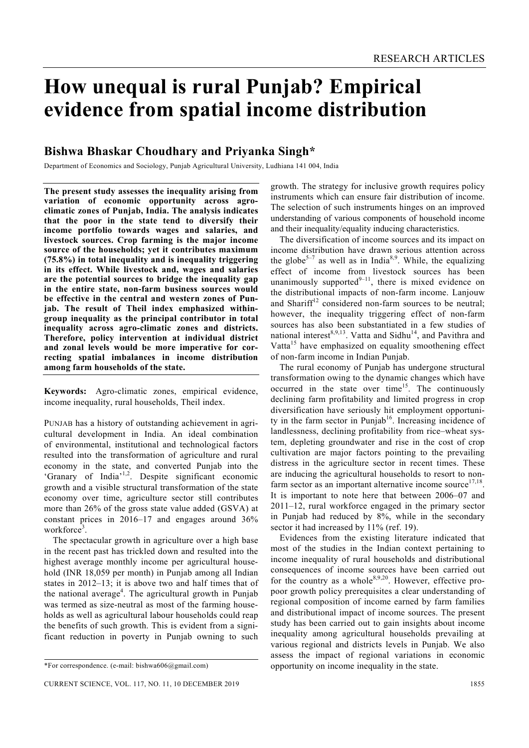# How unequal is rural Punjab? Empirical evidence from spatial income distribution

## Bishwa Bhaskar Choudhary and Priyanka Singh*

Department of Economics and Sociology, Punjab Agricultural University, Ludhiana 141 004, India

**The present study assesses the inequality arising from variation of economic opportunity across agro-climatic zones of Punjab, India. The analysis indicates that the poor in the state tend to diversify their income portfolio towards wages and salaries, and livestock sources. Crop farming is the major income source of the households; yet it contributes maximum (75.8%) in total inequality and is inequality triggering in its effect. While livestock and, wages and salaries are the potential sources to bridge the inequality gap in the entire state, non-farm business sources would be effective in the central and western zones of Punjab. The result of Theil index emphasized within-group inequality as the principal contributor in total inequality across agro-climatic zones and districts. Therefore, policy intervention at individual district and zonal levels would be more imperative for correcting spatial imbalances in income distribution among farm households of the state.**

**Keywords:** Agro-climatic zones, empirical evidence, income inequality, rural households, Theil index.

PUNJAB has a history of outstanding achievement in agricultural development in India. An ideal combination of environmental, institutional and technological factors resulted into the transformation of agriculture and rural economy in the state, and converted Punjab into the 'Granary of India'[1,2]. Despite significant economic growth and a visible structural transformation of the state economy over time, agriculture sector still contributes more than 26% of the gross state value added (GSVA) at constant prices in 2016–17 and engages around 36% workforce[3].

The spectacular growth in agriculture over a high base in the recent past has trickled down and resulted into the highest average monthly income per agricultural household (INR 18,059 per month) in Punjab among all Indian states in 2012–13; it is above two and half times that of the national average[4]. The agricultural growth in Punjab was termed as size-neutral as most of the farming households as well as agricultural labour households could reap the benefits of such growth. This is evident from a significant reduction in poverty in Punjab owning to such growth. The strategy for inclusive growth requires policy instruments which can ensure fair distribution of income. The selection of such instruments hinges on an improved understanding of various components of household income and their inequality/equality inducing characteristics.

The diversification of income sources and its impact on income distribution have drawn serious attention across the globe[5–7] as well as in India[8,9]. While, the equalizing effect of income from livestock sources has been unanimously supported[9–11], there is mixed evidence on the distributional impacts of non-farm income. Lanjouw and Shariff[12] considered non-farm sources to be neutral; however, the inequality triggering effect of non-farm sources has also been substantiated in a few studies of national interest[8,9,13]. Vatta and Sidhu[14], and Pavithra and Vatta[15] have emphasized on equality smoothening effect of non-farm income in Indian Punjab.

The rural economy of Punjab has undergone structural transformation owing to the dynamic changes which have occurred in the state over time[15]. The continuously declining farm profitability and limited progress in crop diversification have seriously hit employment opportunity in the farm sector in Punjab[16]. Increasing incidence of landlessness, declining profitability from rice–wheat system, depleting groundwater and rise in the cost of crop cultivation are major factors pointing to the prevailing distress in the agriculture sector in recent times. These are inducing the agricultural households to resort to non-farm sector as an important alternative income source[17,18]. It is important to note here that between 2006–07 and 2011–12, rural workforce engaged in the primary sector in Punjab had reduced by 8%, while in the secondary sector it had increased by 11% (ref. 19).

Evidences from the existing literature indicated that most of the studies in the Indian context pertaining to income inequality of rural households and distributional consequences of income sources have been carried out for the country as a whole[8,9,20]. However, effective pro-poor growth policy prerequisites a clear understanding of regional composition of income earned by farm families and distributional impact of income sources. The present study has been carried out to gain insights about income inequality among agricultural households prevailing at various regional and districts levels in Punjab. We also assess the impact of regional variations in economic opportunity on income inequality in the state.

*For correspondence. (e-mail: bishwa606@gmail.com)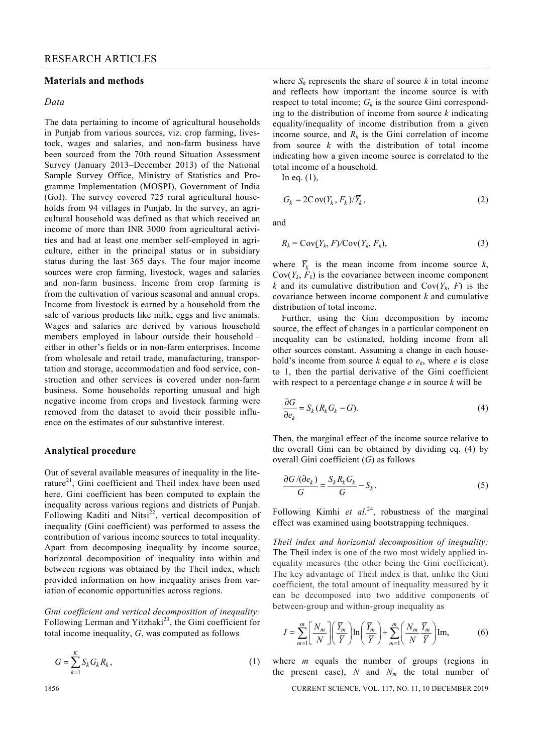## Materials and methods

### *Data*

The data pertaining to income of agricultural households in Punjab from various sources, viz. crop farming, livestock, wages and salaries, and non-farm business have been sourced from the 70th round Situation Assessment Survey (January 2013–December 2013) of the National Sample Survey Office, Ministry of Statistics and Programme Implementation (MOSPI), Government of India (GoI). The survey covered 725 rural agricultural households from 94 villages in Punjab. In the survey, an agricultural household was defined as that which received an income of more than INR 3000 from agricultural activities and had at least one member self-employed in agriculture, either in the principal status or in subsidiary status during the last 365 days. The four major income sources were crop farming, livestock, wages and salaries and non-farm business. Income from crop farming is from the cultivation of various seasonal and annual crops. Income from livestock is earned by a household from the sale of various products like milk, eggs and live animals. Wages and salaries are derived by various household members employed in labour outside their household – either in other's fields or in non-farm enterprises. Income from wholesale and retail trade, manufacturing, transportation and storage, accommodation and food service, construction and other services is covered under non-farm business. Some households reporting unusual and high negative income from crops and livestock farming were removed from the dataset to avoid their possible influence on the estimates of our substantive interest.

## Analytical procedure

Out of several available measures of inequality in the literature[21], Gini coefficient and Theil index have been used here. Gini coefficient has been computed to explain the inequality across various regions and districts of Punjab. Following Kaditi and Nitsi[22], vertical decomposition of inequality (Gini coefficient) was performed to assess the contribution of various income sources to total inequality. Apart from decomposing inequality by income source, horizontal decomposition of inequality into within and between regions was obtained by the Theil index, which provided information on how inequality arises from variation of economic opportunities across regions.

*Gini coefficient and vertical decomposition of inequality:* Following Lerman and Yitzhaki[23], the Gini coefficient for total income inequality, $G$, was computed as follows

$$G = \sum_{k=1}^{K} S_k G_k R_k, \tag{1}$$

where $S_k$ represents the share of source $k$ in total income and reflects how important the income source is with respect to total income; $G_k$ is the source Gini corresponding to the distribution of income from source $k$ indicating equality/inequality of income distribution from a given income source, and $R_k$ is the Gini correlation of income from source $k$ with the distribution of total income indicating how a given income source is correlated to the total income of a household.

In eq. (1),

$$G_k = 2\text{Cov}(Y_k, F_k)/\overline{Y}_k, \tag{2}$$

and

$$R_k = \text{Cov}(Y_k, F)/\text{Cov}(Y_k, F_k), \tag{3}$$

where $\overline{Y}_k$ is the mean income from income source $k$, $\text{Cov}(Y_k, F_k)$ is the covariance between income component $k$ and its cumulative distribution and $\text{Cov}(Y_k, F)$ is the covariance between income component $k$ and cumulative distribution of total income.

Further, using the Gini decomposition by income source, the effect of changes in a particular component on inequality can be estimated, holding income from all other sources constant. Assuming a change in each household's income from source $k$ equal to $e_k$, where $e$ is close to 1, then the partial derivative of the Gini coefficient with respect to a percentage change $e$ in source $k$ will be

$$\frac{\partial G}{\partial e_k} = S_k (R_k G_k - G). \tag{4}$$

Then, the marginal effect of the income source relative to the overall Gini can be obtained by dividing eq. (4) by overall Gini coefficient ($G$) as follows

$$\frac{\partial G/(\partial e_k)}{G} = \frac{S_k R_k G_k}{G} - S_k. \tag{5}$$

Following Kimhi *et al.*[24], robustness of the marginal effect was examined using bootstrapping techniques.

*Theil index and horizontal decomposition of inequality:* The Theil index is one of the two most widely applied inequality measures (the other being the Gini coefficient). The key advantage of Theil index is that, unlike the Gini coefficient, the total amount of inequality measured by it can be decomposed into two additive components of between-group and within-group inequality as

$$I = \sum_{m=1}^{m} \left[\frac{N_m}{N}\right]\left(\frac{\overline{Y}_m}{\overline{Y}}\right) \ln\left(\frac{\overline{Y}_m}{\overline{Y}}\right) + \sum_{m=1}^{m} \left(\frac{N_m}{N}\frac{\overline{Y}_m}{\overline{Y}}\right) \text{Im}, \tag{6}$$

where $m$ equals the number of groups (regions in the present case), $N$ and $N_m$ the total number of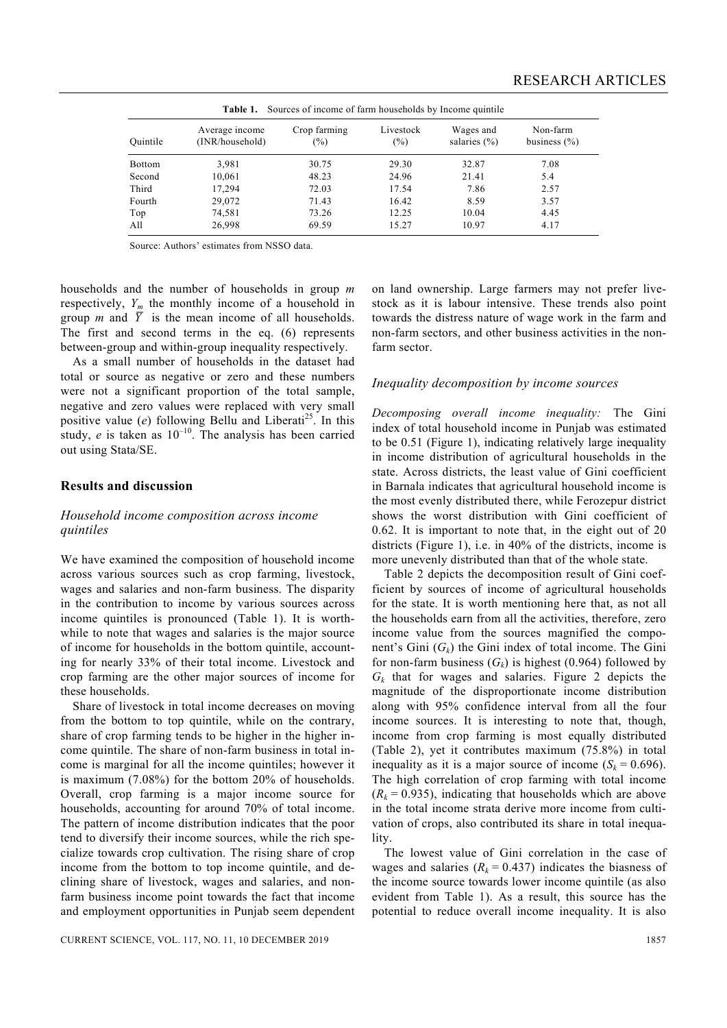**Table 1.** Sources of income of farm households by Income quintile

| Quintile | Average income (INR/household) | Crop farming (%) | Livestock (%) | Wages and salaries (%) | Non-farm business (%) |
|---|---|---|---|---|---|
| Bottom | 3,981 | 30.75 | 29.30 | 32.87 | 7.08 |
| Second | 10,061 | 48.23 | 24.96 | 21.41 | 5.4 |
| Third | 17,294 | 72.03 | 17.54 | 7.86 | 2.57 |
| Fourth | 29,072 | 71.43 | 16.42 | 8.59 | 3.57 |
| Top | 74,581 | 73.26 | 12.25 | 10.04 | 4.45 |
| All | 26,998 | 69.59 | 15.27 | 10.97 | 4.17 |

Source: Authors' estimates from NSSO data.

households and the number of households in group $m$ respectively, $Y_m$ the monthly income of a household in group $m$ and $\overline{Y}$ is the mean income of all households. The first and second terms in the eq. (6) represents between-group and within-group inequality respectively.

As a small number of households in the dataset had total or source as negative or zero and these numbers were not a significant proportion of the total sample, negative and zero values were replaced with very small positive value ($e$) following Bellu and Liberati[25]. In this study, $e$ is taken as $10^{-10}$. The analysis has been carried out using Stata/SE.

## Results and discussion

### Household income composition across income quintiles

We have examined the composition of household income across various sources such as crop farming, livestock, wages and salaries and non-farm business. The disparity in the contribution to income by various sources across income quintiles is pronounced (Table 1). It is worthwhile to note that wages and salaries is the major source of income for households in the bottom quintile, accounting for nearly 33% of their total income. Livestock and crop farming are the other major sources of income for these households.

Share of livestock in total income decreases on moving from the bottom to top quintile, while on the contrary, share of crop farming tends to be higher in the higher income quintile. The share of non-farm business in total income is marginal for all the income quintiles; however it is maximum (7.08%) for the bottom 20% of households. Overall, crop farming is a major income source for households, accounting for around 70% of total income. The pattern of income distribution indicates that the poor tend to diversify their income sources, while the rich specialize towards crop cultivation. The rising share of crop income from the bottom to top income quintile, and declining share of livestock, wages and salaries, and non-farm business income point towards the fact that income and employment opportunities in Punjab seem dependent on land ownership. Large farmers may not prefer livestock as it is labour intensive. These trends also point towards the distress nature of wage work in the farm and non-farm sectors, and other business activities in the non-farm sector.

### Inequality decomposition by income sources

*Decomposing overall income inequality:* The Gini index of total household income in Punjab was estimated to be 0.51 (Figure 1), indicating relatively large inequality in income distribution of agricultural households in the state. Across districts, the least value of Gini coefficient in Barnala indicates that agricultural household income is the most evenly distributed there, while Ferozepur district shows the worst distribution with Gini coefficient of 0.62. It is important to note that, in the eight out of 20 districts (Figure 1), i.e. in 40% of the districts, income is more unevenly distributed than that of the whole state.

Table 2 depicts the decomposition result of Gini coefficient by sources of income of agricultural households for the state. It is worth mentioning here that, as not all the households earn from all the activities, therefore, zero income value from the sources magnified the component's Gini ($G_k$) the Gini index of total income. The Gini for non-farm business ($G_k$) is highest (0.964) followed by $G_k$ that for wages and salaries. Figure 2 depicts the magnitude of the disproportionate income distribution along with 95% confidence interval from all the four income sources. It is interesting to note that, though, income from crop farming is most equally distributed (Table 2), yet it contributes maximum (75.8%) in total inequality as it is a major source of income ($S_k = 0.696$). The high correlation of crop farming with total income ($R_k = 0.935$), indicating that households which are above in the total income strata derive more income from cultivation of crops, also contributed its share in total inequality.

The lowest value of Gini correlation in the case of wages and salaries ($R_k = 0.437$) indicates the biasness of the income source towards lower income quintile (as also evident from Table 1). As a result, this source has the potential to reduce overall income inequality. It is also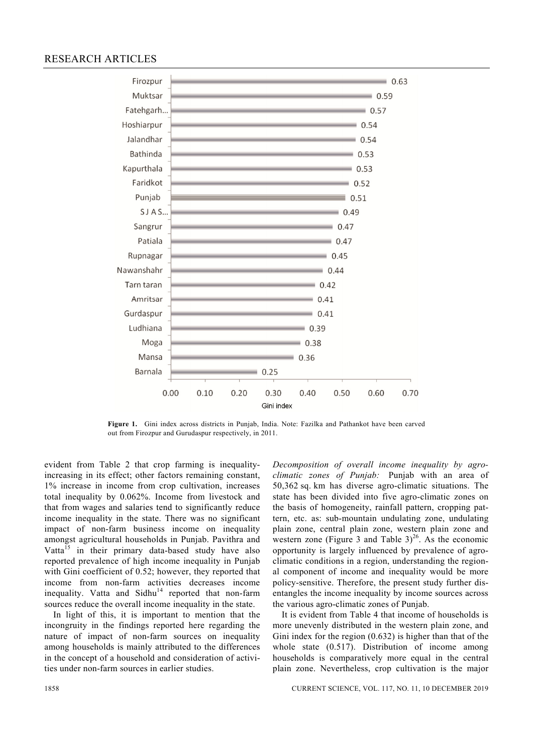| District | Gini index |
|---|---|
| Firozpur | 0.63 |
| Muktsar | 0.59 |
| Fatehgarh... | 0.57 |
| Hoshiarpur | 0.54 |
| Jalandhar | 0.54 |
| Bathinda | 0.53 |
| Kapurthala | 0.53 |
| Faridkot | 0.52 |
| Punjab | 0.51 |
| S J A S... | 0.49 |
| Sangrur | 0.47 |
| Patiala | 0.47 |
| Rupnagar | 0.45 |
| Nawanshahr | 0.44 |
| Tarn taran | 0.42 |
| Amritsar | 0.41 |
| Gurdaspur | 0.41 |
| Ludhiana | 0.39 |
| Moga | 0.38 |
| Mansa | 0.36 |
| Barnala | 0.25 |

**Figure 1.** Gini index across districts in Punjab, India. Note: Fazilka and Pathankot have been carved out from Firozpur and Gurudaspur respectively, in 2011.

evident from Table 2 that crop farming is inequality-increasing in its effect; other factors remaining constant, 1% increase in income from crop cultivation, increases total inequality by 0.062%. Income from livestock and that from wages and salaries tend to significantly reduce income inequality in the state. There was no significant impact of non-farm business income on inequality amongst agricultural households in Punjab. Pavithra and Vatta[15] in their primary data-based study have also reported prevalence of high income inequality in Punjab with Gini coefficient of 0.52; however, they reported that income from non-farm activities decreases income inequality. Vatta and Sidhu[14] reported that non-farm sources reduce the overall income inequality in the state.

In light of this, it is important to mention that the incongruity in the findings reported here regarding the nature of impact of non-farm sources on inequality among households is mainly attributed to the differences in the concept of a household and consideration of activities under non-farm sources in earlier studies.

*Decomposition of overall income inequality by agro-climatic zones of Punjab:* Punjab with an area of 50,362 sq. km has diverse agro-climatic situations. The state has been divided into five agro-climatic zones on the basis of homogeneity, rainfall pattern, cropping pattern, etc. as: sub-mountain undulating zone, undulating plain zone, central plain zone, western plain zone and western zone (Figure 3 and Table 3)[26]. As the economic opportunity is largely influenced by prevalence of agro-climatic conditions in a region, understanding the regional component of income and inequality would be more policy-sensitive. Therefore, the present study further disentangles the income inequality by income sources across the various agro-climatic zones of Punjab.

It is evident from Table 4 that income of households is more unevenly distributed in the western plain zone, and Gini index for the region (0.632) is higher than that of the whole state (0.517). Distribution of income among households is comparatively more equal in the central plain zone. Nevertheless, crop cultivation is the major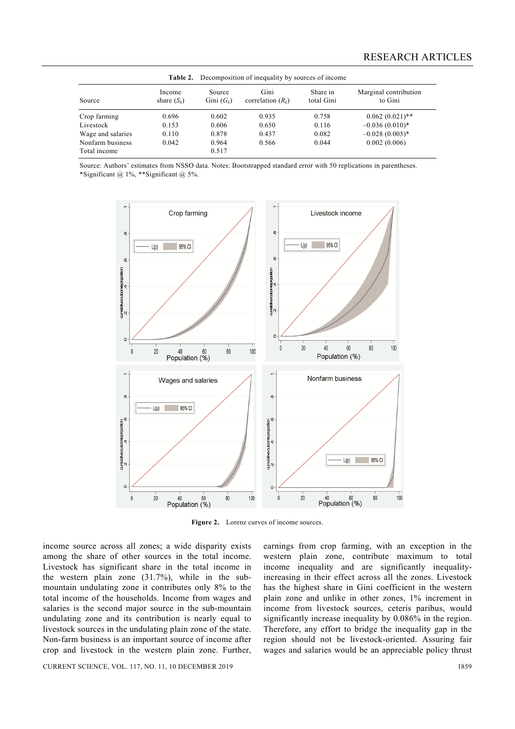**Table 2.** Decomposition of inequality by sources of income

| Source | Income share ($S_k$) | Source Gini ($G_k$) | Gini correlation ($R_k$) | Share in total Gini | Marginal contribution to Gini |
|---|---|---|---|---|---|
| Crop farming | 0.696 | 0.602 | 0.935 | 0.758 | 0.062 (0.021)** |
| Livestock | 0.153 | 0.606 | 0.650 | 0.116 | –0.036 (0.010)* |
| Wage and salaries | 0.110 | 0.878 | 0.437 | 0.082 | –0.028 (0.005)* |
| Nonfarm business | 0.042 | 0.964 | 0.566 | 0.044 | 0.002 (0.006) |
| Total income | | 0.517 | | | |

Source: Authors' estimates from NSSO data. Notes: Bootstrapped standard error with 50 replications in parentheses. *Significant @ 1%, **Significant @ 5%.

**Figure 2.** Lorenz curves of income sources.

income source across all zones; a wide disparity exists among the share of other sources in the total income. Livestock has significant share in the total income in the western plain zone (31.7%), while in the sub-mountain undulating zone it contributes only 8% to the total income of the households. Income from wages and salaries is the second major source in the sub-mountain undulating zone and its contribution is nearly equal to livestock sources in the undulating plain zone of the state. Non-farm business is an important source of income after crop and livestock in the western plain zone. Further, earnings from crop farming, with an exception in the western plain zone, contribute maximum to total income inequality and are significantly inequality-increasing in their effect across all the zones. Livestock has the highest share in Gini coefficient in the western plain zone and unlike in other zones, 1% increment in income from livestock sources, ceteris paribus, would significantly increase inequality by 0.086% in the region. Therefore, any effort to bridge the inequality gap in the region should not be livestock-oriented. Assuring fair wages and salaries would be an appreciable policy thrust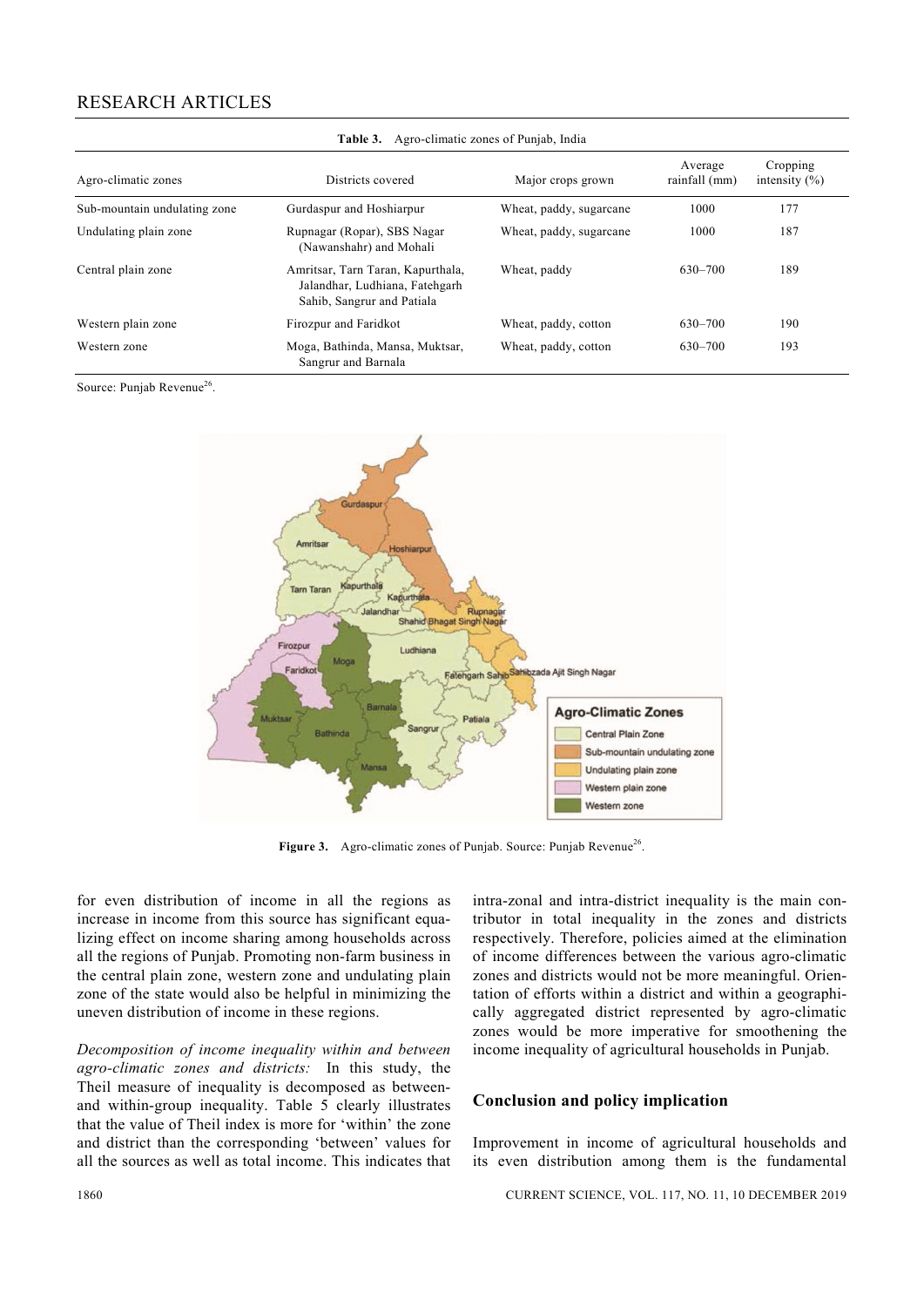Table 3. Agro-climatic zones of Punjab, India

| Agro-climatic zones | Districts covered | Major crops grown | Average rainfall (mm) | Cropping intensity (%) |
|---|---|---|---|---|
| Sub-mountain undulating zone | Gurdaspur and Hoshiarpur | Wheat, paddy, sugarcane | 1000 | 177 |
| Undulating plain zone | Rupnagar (Ropar), SBS Nagar (Nawanshahr) and Mohali | Wheat, paddy, sugarcane | 1000 | 187 |
| Central plain zone | Amritsar, Tarn Taran, Kapurthala, Jalandhar, Ludhiana, Fatehgarh Sahib, Sangrur and Patiala | Wheat, paddy | 630–700 | 189 |
| Western plain zone | Firozpur and Faridkot | Wheat, paddy, cotton | 630–700 | 190 |
| Western zone | Moga, Bathinda, Mansa, Muktsar, Sangrur and Barnala | Wheat, paddy, cotton | 630–700 | 193 |

Source: Punjab Revenue[26].

Figure 3. Agro-climatic zones of Punjab. Source: Punjab Revenue[26].

for even distribution of income in all the regions as increase in income from this source has significant equalizing effect on income sharing among households across all the regions of Punjab. Promoting non-farm business in the central plain zone, western zone and undulating plain zone of the state would also be helpful in minimizing the uneven distribution of income in these regions.

*Decomposition of income inequality within and between agro-climatic zones and districts:* In this study, the Theil measure of inequality is decomposed as between- and within-group inequality. Table 5 clearly illustrates that the value of Theil index is more for 'within' the zone and district than the corresponding 'between' values for all the sources as well as total income. This indicates that intra-zonal and intra-district inequality is the main contributor in total inequality in the zones and districts respectively. Therefore, policies aimed at the elimination of income differences between the various agro-climatic zones and districts would not be more meaningful. Orientation of efforts within a district and within a geographically aggregated district represented by agro-climatic zones would be more imperative for smoothening the income inequality of agricultural households in Punjab.

## Conclusion and policy implication

Improvement in income of agricultural households and its even distribution among them is the fundamental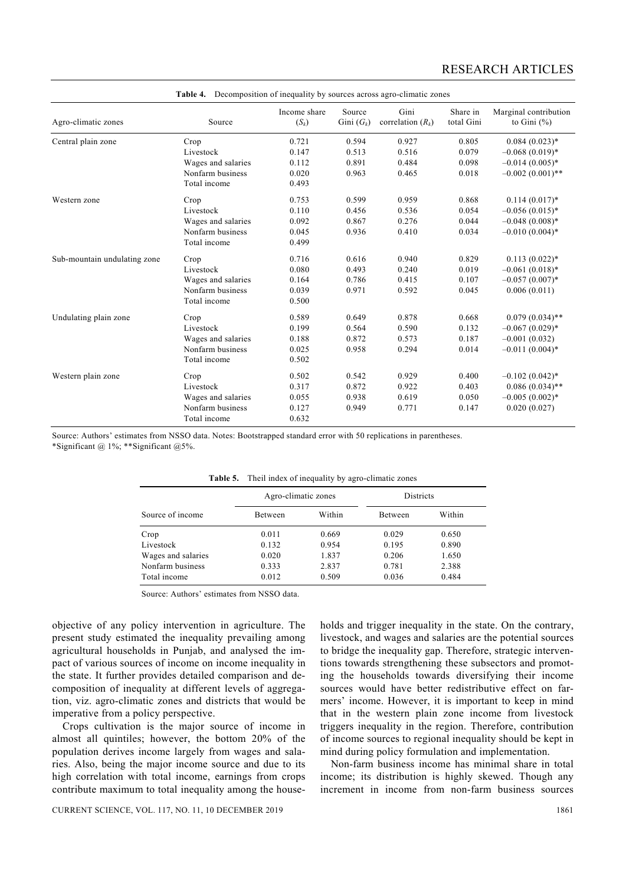**Table 4.** Decomposition of inequality by sources across agro-climatic zones

| Agro-climatic zones | Source | Income share ($S_k$) | Source Gini ($G_k$) | Gini correlation ($R_k$) | Share in total Gini | Marginal contribution to Gini (%) |
|---|---|---|---|---|---|---|
| Central plain zone | Crop | 0.721 | 0.594 | 0.927 | 0.805 | 0.084 (0.023)* |
| | Livestock | 0.147 | 0.513 | 0.516 | 0.079 | –0.068 (0.019)* |
| | Wages and salaries | 0.112 | 0.891 | 0.484 | 0.098 | –0.014 (0.005)* |
| | Nonfarm business | 0.020 | 0.963 | 0.465 | 0.018 | –0.002 (0.001)** |
| | Total income | 0.493 | | | | |
| Western zone | Crop | 0.753 | 0.599 | 0.959 | 0.868 | 0.114 (0.017)* |
| | Livestock | 0.110 | 0.456 | 0.536 | 0.054 | –0.056 (0.015)* |
| | Wages and salaries | 0.092 | 0.867 | 0.276 | 0.044 | –0.048 (0.008)* |
| | Nonfarm business | 0.045 | 0.936 | 0.410 | 0.034 | –0.010 (0.004)* |
| | Total income | 0.499 | | | | |
| Sub-mountain undulating zone | Crop | 0.716 | 0.616 | 0.940 | 0.829 | 0.113 (0.022)* |
| | Livestock | 0.080 | 0.493 | 0.240 | 0.019 | –0.061 (0.018)* |
| | Wages and salaries | 0.164 | 0.786 | 0.415 | 0.107 | –0.057 (0.007)* |
| | Nonfarm business | 0.039 | 0.971 | 0.592 | 0.045 | 0.006 (0.011) |
| | Total income | 0.500 | | | | |
| Undulating plain zone | Crop | 0.589 | 0.649 | 0.878 | 0.668 | 0.079 (0.034)** |
| | Livestock | 0.199 | 0.564 | 0.590 | 0.132 | –0.067 (0.029)* |
| | Wages and salaries | 0.188 | 0.872 | 0.573 | 0.187 | –0.001 (0.032) |
| | Nonfarm business | 0.025 | 0.958 | 0.294 | 0.014 | –0.011 (0.004)* |
| | Total income | 0.502 | | | | |
| Western plain zone | Crop | 0.502 | 0.542 | 0.929 | 0.400 | –0.102 (0.042)* |
| | Livestock | 0.317 | 0.872 | 0.922 | 0.403 | 0.086 (0.034)** |
| | Wages and salaries | 0.055 | 0.938 | 0.619 | 0.050 | –0.005 (0.002)* |
| | Nonfarm business | 0.127 | 0.949 | 0.771 | 0.147 | 0.020 (0.027) |
| | Total income | 0.632 | | | | |

Source: Authors' estimates from NSSO data. Notes: Bootstrapped standard error with 50 replications in parentheses.
*Significant @ 1%; **Significant @5%.

**Table 5.** Theil index of inequality by agro-climatic zones

| Source of income | Agro-climatic zones | | Districts | |
|---|---|---|---|---|
| | Between | Within | Between | Within |
| Crop | 0.011 | 0.669 | 0.029 | 0.650 |
| Livestock | 0.132 | 0.954 | 0.195 | 0.890 |
| Wages and salaries | 0.020 | 1.837 | 0.206 | 1.650 |
| Nonfarm business | 0.333 | 2.837 | 0.781 | 2.388 |
| Total income | 0.012 | 0.509 | 0.036 | 0.484 |

Source: Authors' estimates from NSSO data.

objective of any policy intervention in agriculture. The present study estimated the inequality prevailing among agricultural households in Punjab, and analysed the impact of various sources of income on income inequality in the state. It further provides detailed comparison and decomposition of inequality at different levels of aggregation, viz. agro-climatic zones and districts that would be imperative from a policy perspective.

Crops cultivation is the major source of income in almost all quintiles; however, the bottom 20% of the population derives income largely from wages and salaries. Also, being the major income source and due to its high correlation with total income, earnings from crops contribute maximum to total inequality among the households and trigger inequality in the state. On the contrary, livestock, and wages and salaries are the potential sources to bridge the inequality gap. Therefore, strategic interventions towards strengthening these subsectors and promoting the households towards diversifying their income sources would have better redistributive effect on farmers' income. However, it is important to keep in mind that in the western plain zone income from livestock triggers inequality in the region. Therefore, contribution of income sources to regional inequality should be kept in mind during policy formulation and implementation.

Non-farm business income has minimal share in total income; its distribution is highly skewed. Though any increment in income from non-farm business sources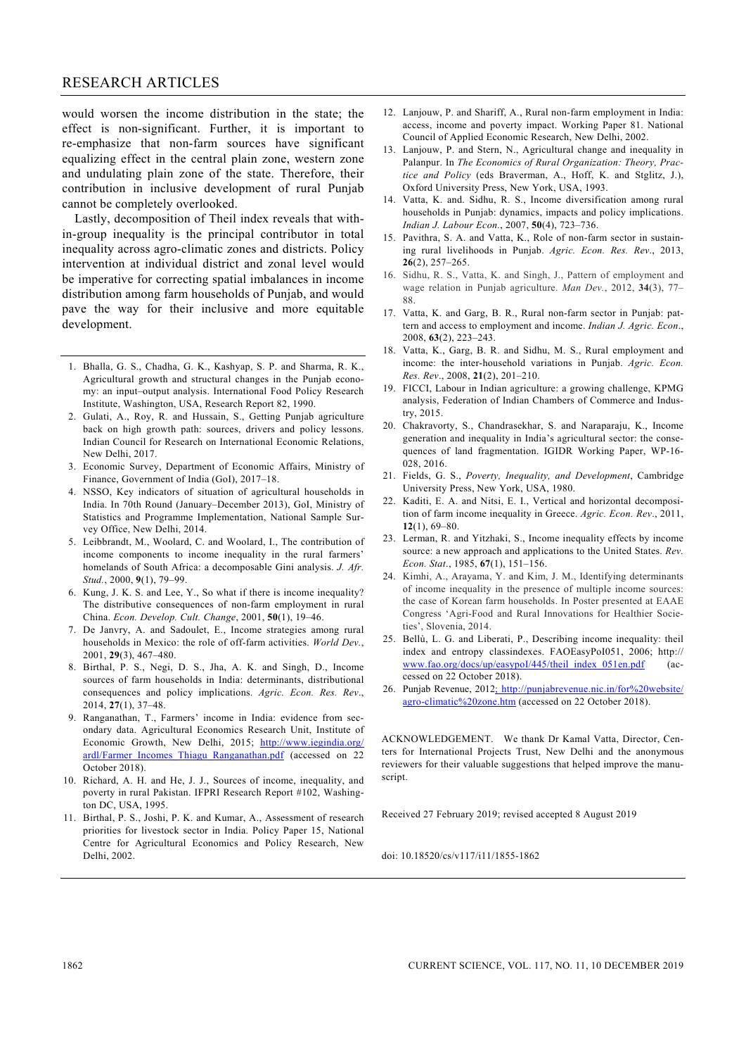would worsen the income distribution in the state; the effect is non-significant. Further, it is important to re-emphasize that non-farm sources have significant equalizing effect in the central plain zone, western zone and undulating plain zone of the state. Therefore, their contribution in inclusive development of rural Punjab cannot be completely overlooked.

Lastly, decomposition of Theil index reveals that within-group inequality is the principal contributor in total inequality across agro-climatic zones and districts. Policy intervention at individual district and zonal level would be imperative for correcting spatial imbalances in income distribution among farm households of Punjab, and would pave the way for their inclusive and more equitable development.

1. Bhalla, G. S., Chadha, G. K., Kashyap, S. P. and Sharma, R. K., Agricultural growth and structural changes in the Punjab economy: an input–output analysis. International Food Policy Research Institute, Washington, USA, Research Report 82, 1990.
2. Gulati, A., Roy, R. and Hussain, S., Getting Punjab agriculture back on high growth path: sources, drivers and policy lessons. Indian Council for Research on International Economic Relations, New Delhi, 2017.
3. Economic Survey, Department of Economic Affairs, Ministry of Finance, Government of India (GoI), 2017–18.
4. NSSO, Key indicators of situation of agricultural households in India. In 70th Round (January–December 2013), GoI, Ministry of Statistics and Programme Implementation, National Sample Survey Office, New Delhi, 2014.
5. Leibbrandt, M., Woolard, C. and Woolard, I., The contribution of income components to income inequality in the rural farmers' homelands of South Africa: a decomposable Gini analysis. *J. Afr. Stud.*, 2000, **9**(1), 79–99.
6. Kung, J. K. S. and Lee, Y., So what if there is income inequality? The distributive consequences of non-farm employment in rural China. *Econ. Develop. Cult. Change*, 2001, **50**(1), 19–46.
7. De Janvry, A. and Sadoulet, E., Income strategies among rural households in Mexico: the role of off-farm activities. *World Dev.*, 2001, **29**(3), 467–480.
8. Birthal, P. S., Negi, D. S., Jha, A. K. and Singh, D., Income sources of farm households in India: determinants, distributional consequences and policy implications. *Agric. Econ. Res. Rev.*, 2014, **27**(1), 37–48.
9. Ranganathan, T., Farmers' income in India: evidence from secondary data. Agricultural Economics Research Unit, Institute of Economic Growth, New Delhi, 2015; http://www.iegindia.org/ardl/Farmer_Incomes_Thiagu_Ranganathan.pdf (accessed on 22 October 2018).
10. Richard, A. H. and He, J. J., Sources of income, inequality, and poverty in rural Pakistan. IFPRI Research Report #102, Washington DC, USA, 1995.
11. Birthal, P. S., Joshi, P. K. and Kumar, A., Assessment of research priorities for livestock sector in India. Policy Paper 15, National Centre for Agricultural Economics and Policy Research, New Delhi, 2002.
12. Lanjouw, P. and Shariff, A., Rural non-farm employment in India: access, income and poverty impact. Working Paper 81. National Council of Applied Economic Research, New Delhi, 2002.
13. Lanjouw, P. and Stern, N., Agricultural change and inequality in Palanpur. In *The Economics of Rural Organization: Theory, Practice and Policy* (eds Braverman, A., Hoff, K. and Stglitz, J.), Oxford University Press, New York, USA, 1993.
14. Vatta, K. and. Sidhu, R. S., Income diversification among rural households in Punjab: dynamics, impacts and policy implications. *Indian J. Labour Econ.*, 2007, **50**(4), 723–736.
15. Pavithra, S. A. and Vatta, K., Role of non-farm sector in sustaining rural livelihoods in Punjab. *Agric. Econ. Res. Rev.*, 2013, **26**(2), 257–265.
16. Sidhu, R. S., Vatta, K. and Singh, J., Pattern of employment and wage relation in Punjab agriculture. *Man Dev.*, 2012, **34**(3), 77–88.
17. Vatta, K. and Garg, B. R., Rural non-farm sector in Punjab: pattern and access to employment and income. *Indian J. Agric. Econ*., 2008, **63**(2), 223–243.
18. Vatta, K., Garg, B. R. and Sidhu, M. S., Rural employment and income: the inter-household variations in Punjab. *Agric. Econ. Res. Rev*., 2008, **21**(2), 201–210.
19. FICCI, Labour in Indian agriculture: a growing challenge, KPMG analysis, Federation of Indian Chambers of Commerce and Industry, 2015.
20. Chakravorty, S., Chandrasekhar, S. and Naraparaju, K., Income generation and inequality in India's agricultural sector: the consequences of land fragmentation. IGIDR Working Paper, WP-16-028, 2016.
21. Fields, G. S., *Poverty, Inequality, and Development*, Cambridge University Press, New York, USA, 1980.
22. Kaditi, E. A. and Nitsi, E. I., Vertical and horizontal decomposition of farm income inequality in Greece. *Agric. Econ. Rev*., 2011, **12**(1), 69–80.
23. Lerman, R. and Yitzhaki, S., Income inequality effects by income source: a new approach and applications to the United States. *Rev. Econ. Stat*., 1985, **67**(1), 151–156.
24. Kimhi, A., Arayama, Y. and Kim, J. M., Identifying determinants of income inequality in the presence of multiple income sources: the case of Korean farm households. In Poster presented at EAAE Congress 'Agri-Food and Rural Innovations for Healthier Societies', Slovenia, 2014.
25. Bellù, L. G. and Liberati, P., Describing income inequality: theil index and entropy classindexes. FAOEasyPoI051, 2006; http://www.fao.org/docs/up/easypol/445/theil_index_051en.pdf (accessed on 22 October 2018).
26. Punjab Revenue, 2012; http://punjabrevenue.nic.in/for%20website/agro-climatic%20zone.htm (accessed on 22 October 2018).

ACKNOWLEDGEMENT. We thank Dr Kamal Vatta, Director, Centers for International Projects Trust, New Delhi and the anonymous reviewers for their valuable suggestions that helped improve the manuscript.

Received 27 February 2019; revised accepted 8 August 2019

doi: 10.18520/cs/v117/i11/1855-1862